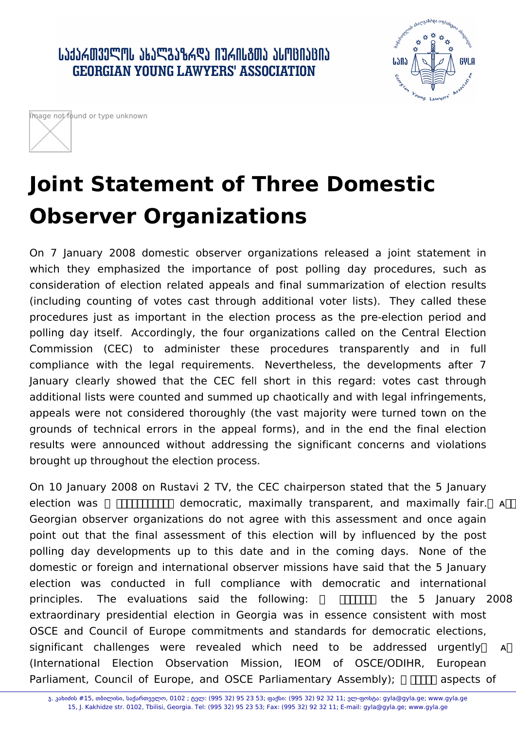# Joint Statement of Three Domestic Observer Organizations

On 7 January 2008 domestic observer organizations released a joint statement in which they emphasized the importance of post polling day procedures, such as consideration of election related appeals and final summarization of election results (including counting of votes cast through additional voter lists). They called these procedures just as important in the election process as the pre-election period and polling day itself. Accordingly, the four organizations called on the Central Election Commission (CEC) to administer these procedures transparently and in full compliance with the legal requirements. Nevertheless, the developments after 7 January clearly showed that the CEC fell short in this regard: votes cast through additional lists were counted and summed up chaotically and with legal infringements, appeals were not considered thoroughly (the vast majority were turned town on the grounds of technical errors in the appeal forms), and in the end the final election results were announced without addressing the significant concerns and violations brought up throughout the election process.

On 10 January 2008 on Rustavi 2 TV, the CEC chairperson stated that the 5 January election was democratic, maximally transparent, and maximally fair. Georgian observer organizations do not agree with this assessment and once again point out that the final assessment of this election will by influenced by the post polling day developments up to this date and in the coming days. None of the domestic or foreign and international observer missions have said that the 5 January election was conducted in full compliance with democratic and international principles. The evaluations said the following: the 5 January 2008 extraordinary presidential election in Georgia was in essence consistent with most OSCE and Council of Europe commitments and standards for democratic elections, significant challenges were revealed which need to be addressed urgently (International Election Observation Mission, IEOM of OSCE/ODIHR, European Parliament, Council of Europe, and OSCE Parliamentary Assembly); aspects of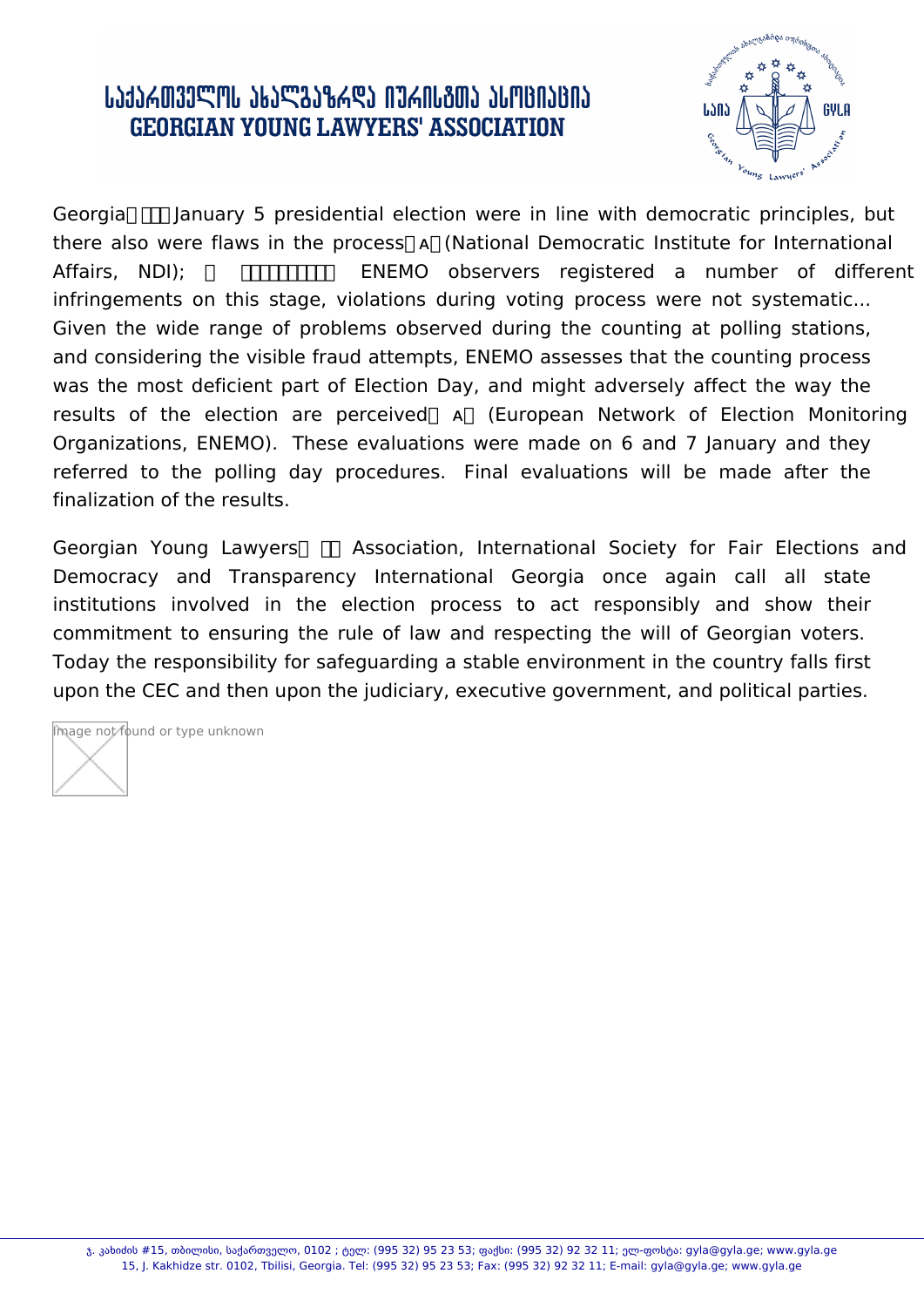Georgia's January 5 presidential election were in line with democratic principles, but there also were flaws in the process" (National Democratic Institute for International Affairs, NDI); "ENEMO observers registered a number of different infringements on this stage, violations during voting process were not systematic… Given the wide range of problems observed during the counting at polling stations, and considering the visible fraud attempts, ENEMO assesses that the counting process was the most deficient part of Election Day, and might adversely affect the way the results of the election are perceived" (European Network of Election Monitoring Organizations, ENEMO). These evaluations were made on 6 and 7 January and they referred to the polling day procedures. Final evaluations will be made after the finalization of the results.

Georgian Young Lawyers' Association, International Society for Fair Elections and Democracy and Transparency International Georgia once again call all state institutions involved in the election process to act responsibly and show their commitment to ensuring the rule of law and respecting the will of Georgian voters. Today the responsibility for safeguarding a stable environment in the country falls first upon the CEC and then upon the judiciary, executive government, and political parties.

Image not found or type unknown